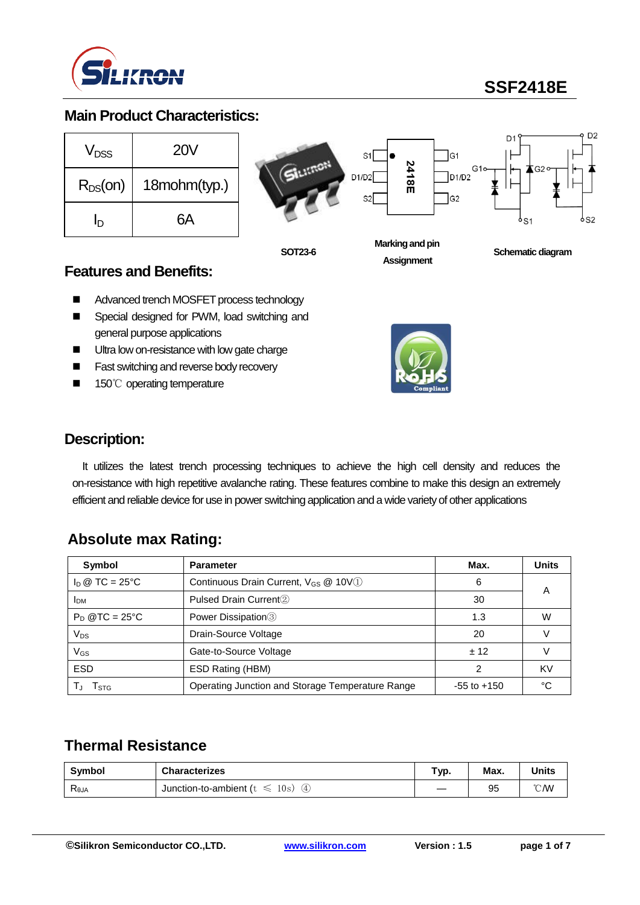SSF2418E

## Main Product Characteristics:

| | |
|---|---|
| $V_{DSS}$ | 20V |
| $R_{DS}$(on) | 18mohm(typ.) |
| $I_D$ | 6A |

SOT23-6

Marking and pin Assignment

Schematic diagram

## Features and Benefits:

- Advanced trench MOSFET process technology
- Special designed for PWM, load switching and general purpose applications
- Ultra low on-resistance with low gate charge
- Fast switching and reverse body recovery
- 150℃ operating temperature

## Description:

It utilizes the latest trench processing techniques to achieve the high cell density and reduces the on-resistance with high repetitive avalanche rating. These features combine to make this design an extremely efficient and reliable device for use in power switching application and a wide variety of other applications

## Absolute max Rating:

| Symbol | Parameter | Max. | Units |
|---|---|---|---|
| $I_D$ @ TC = 25°C | Continuous Drain Current, $V_{GS}$ @ 10V① | 6 | A |
| $I_{DM}$ | Pulsed Drain Current② | 30 | |
| $P_D$ @TC = 25°C | Power Dissipation③ | 1.3 | W |
| $V_{DS}$ | Drain-Source Voltage | 20 | V |
| $V_{GS}$ | Gate-to-Source Voltage | ± 12 | V |
| ESD | ESD Rating (HBM) | 2 | KV |
| $T_J$ $T_{STG}$ | Operating Junction and Storage Temperature Range | -55 to +150 | °C |

## Thermal Resistance

| Symbol | Characterizes | Typ. | Max. | Units |
|---|---|---|---|---|
| $R_{\theta JA}$ | Junction-to-ambient ($t \leq 10s$) ④ | — | 95 | ℃/W |

©Silikron Semiconductor CO.,LTD. www.silikron.com Version : 1.5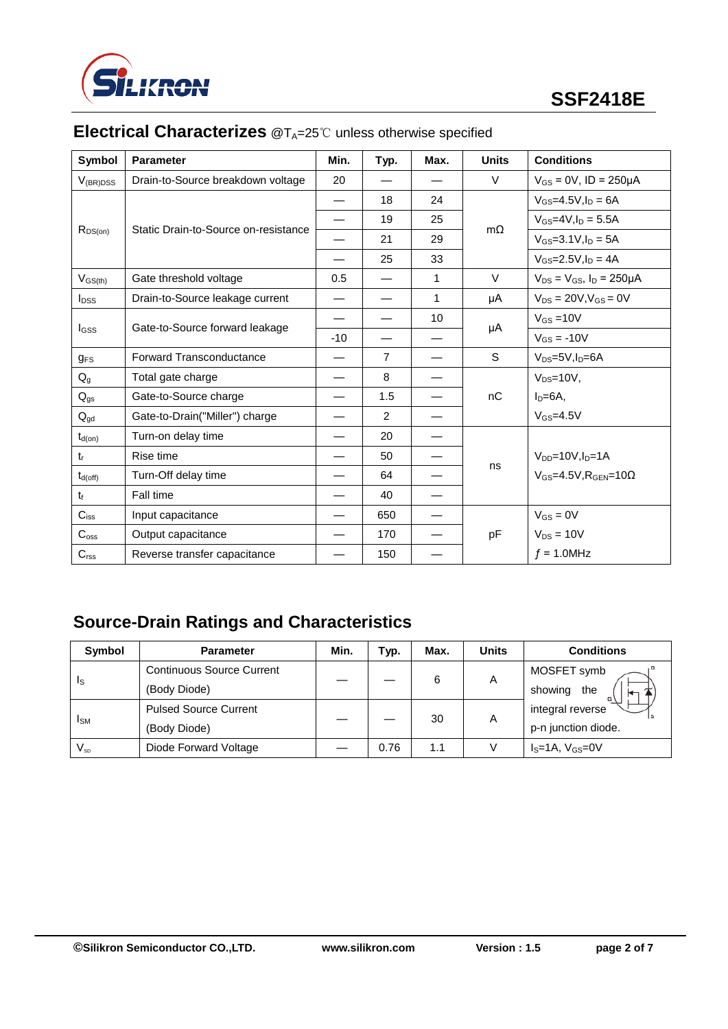## Electrical Characterizes @$T_A$=25℃ unless otherwise specified

| Symbol | Parameter | Min. | Typ. | Max. | Units | Conditions |
|---|---|---|---|---|---|---|
| $V_{(BR)DSS}$ | Drain-to-Source breakdown voltage | 20 | — | — | V | $V_{GS}$ = 0V, ID = 250μA |
| $R_{DS(on)}$ | Static Drain-to-Source on-resistance | — | 18 | 24 | mΩ | $V_{GS}$=4.5V,$I_D$ = 6A |
| | | — | 19 | 25 | | $V_{GS}$=4V,$I_D$ = 5.5A |
| | | — | 21 | 29 | | $V_{GS}$=3.1V,$I_D$ = 5A |
| | | — | 25 | 33 | | $V_{GS}$=2.5V,$I_D$ = 4A |
| $V_{GS(th)}$ | Gate threshold voltage | 0.5 | — | 1 | V | $V_{DS}$ = $V_{GS}$, $I_D$ = 250μA |
| $I_{DSS}$ | Drain-to-Source leakage current | — | — | 1 | μA | $V_{DS}$ = 20V,$V_{GS}$ = 0V |
| $I_{GSS}$ | Gate-to-Source forward leakage | — | — | 10 | μA | $V_{GS}$ =10V |
| | | -10 | — | — | | $V_{GS}$ = -10V |
| $g_{FS}$ | Forward Transconductance | — | 7 | — | S | $V_{DS}$=5V,$I_D$=6A |
| $Q_g$ | Total gate charge | — | 8 | — | nC | $V_{DS}$=10V, |
| $Q_{gs}$ | Gate-to-Source charge | — | 1.5 | — | | $I_D$=6A, |
| $Q_{gd}$ | Gate-to-Drain("Miller") charge | — | 2 | — | | $V_{GS}$=4.5V |
| $t_{d(on)}$ | Turn-on delay time | — | 20 | — | ns | $V_{DD}$=10V,$I_D$=1A |
| $t_r$ | Rise time | — | 50 | — | | $V_{GS}$=4.5V,$R_{GEN}$=10Ω |
| $t_{d(off)}$ | Turn-Off delay time | — | 64 | — | | |
| $t_f$ | Fall time | — | 40 | — | | |
| $C_{iss}$ | Input capacitance | — | 650 | — | pF | $V_{GS}$ = 0V |
| $C_{oss}$ | Output capacitance | — | 170 | — | | $V_{DS}$ = 10V |
| $C_{rss}$ | Reverse transfer capacitance | — | 150 | — | | $f$ = 1.0MHz |

## Source-Drain Ratings and Characteristics

| Symbol | Parameter | Min. | Typ. | Max. | Units | Conditions |
|---|---|---|---|---|---|---|
| $I_S$ | Continuous Source Current (Body Diode) | — | — | 6 | A | MOSFET symb showing the integral reverse p-n junction diode. |
| $I_{SM}$ | Pulsed Source Current (Body Diode) | — | — | 30 | A | |
| $V_{SD}$ | Diode Forward Voltage | — | 0.76 | 1.1 | V | $I_S$=1A, $V_{GS}$=0V |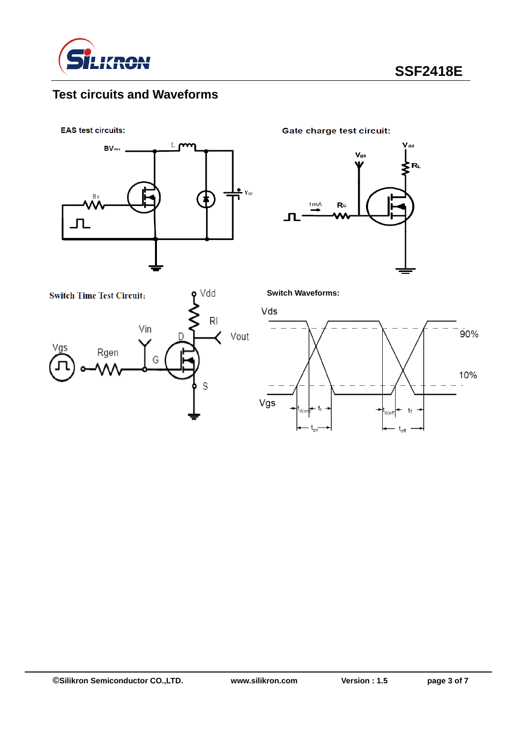## Test circuits and Waveforms

**EAS test circuits:**

**Gate charge test circuit:**

Switch Time Test Circuit:

**Switch Waveforms:**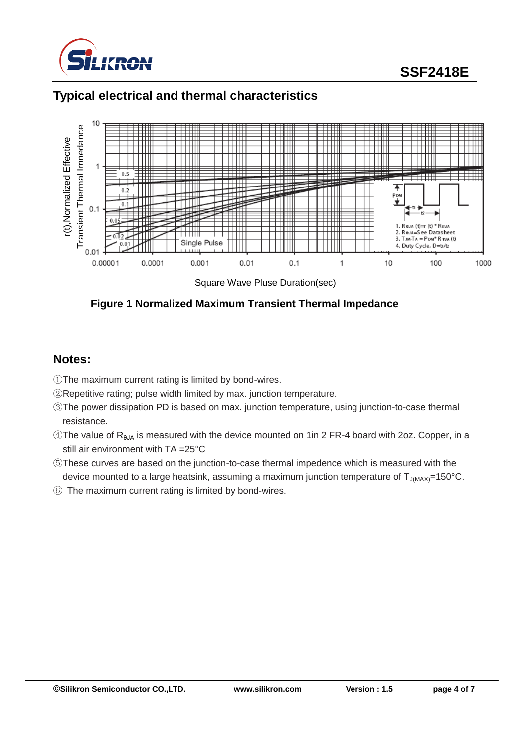## Typical electrical and thermal characteristics

**Figure 1 Normalized Maximum Transient Thermal Impedance**

## Notes:

①The maximum current rating is limited by bond-wires.

②Repetitive rating; pulse width limited by max. junction temperature.

③The power dissipation PD is based on max. junction temperature, using junction-to-case thermal resistance.

④The value of $R_{\theta JA}$ is measured with the device mounted on 1in 2 FR-4 board with 2oz. Copper, in a still air environment with TA =25°C

⑤These curves are based on the junction-to-case thermal impedence which is measured with the device mounted to a large heatsink, assuming a maximum junction temperature of $T_{J(MAX)}$=150°C.

⑥ The maximum current rating is limited by bond-wires.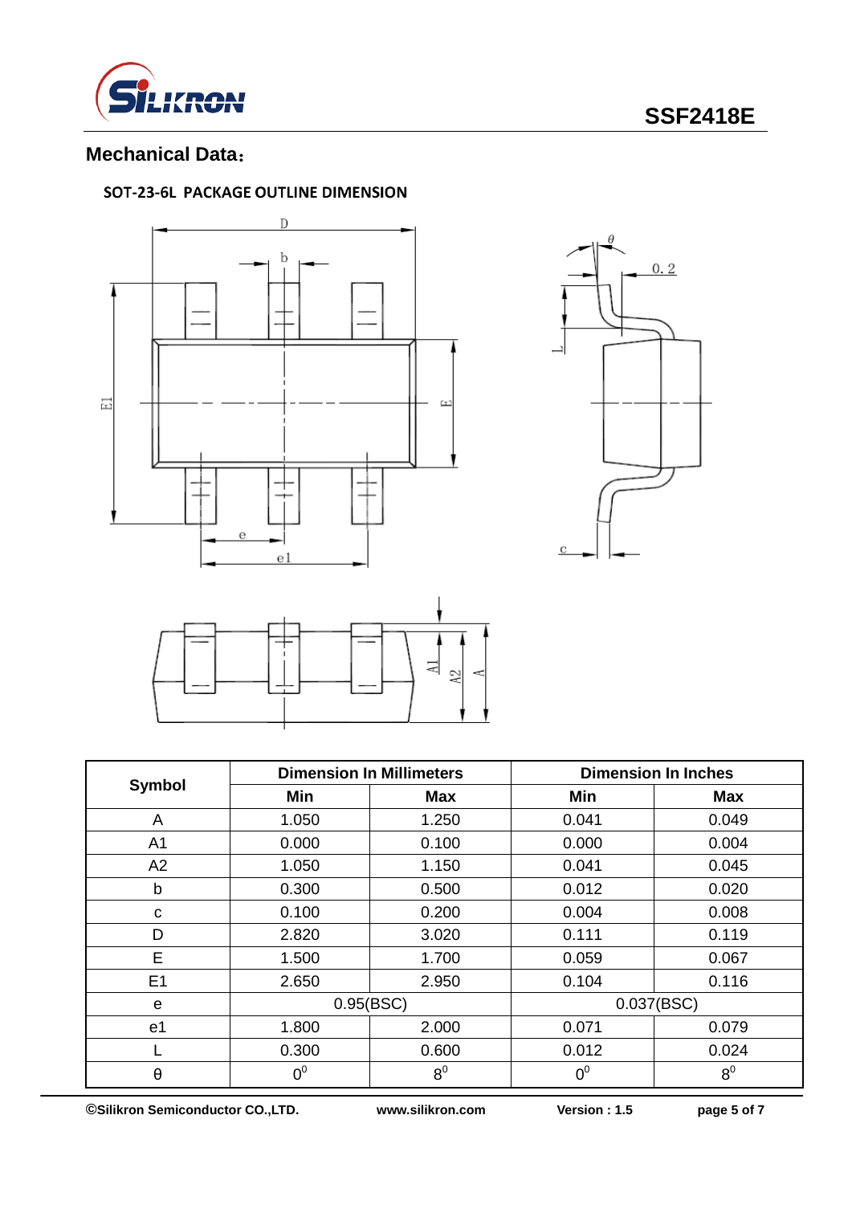## Mechanical Data：

### SOT-23-6L PACKAGE OUTLINE DIMENSION

| Symbol | Dimension In Millimeters | | Dimension In Inches | |
|---|---|---|---|---|
| | Min | Max | Min | Max |
| A | 1.050 | 1.250 | 0.041 | 0.049 |
| A1 | 0.000 | 0.100 | 0.000 | 0.004 |
| A2 | 1.050 | 1.150 | 0.041 | 0.045 |
| b | 0.300 | 0.500 | 0.012 | 0.020 |
| c | 0.100 | 0.200 | 0.004 | 0.008 |
| D | 2.820 | 3.020 | 0.111 | 0.119 |
| E | 1.500 | 1.700 | 0.059 | 0.067 |
| E1 | 2.650 | 2.950 | 0.104 | 0.116 |
| e | 0.95(BSC) | | 0.037(BSC) | |
| e1 | 1.800 | 2.000 | 0.071 | 0.079 |
| L | 0.300 | 0.600 | 0.012 | 0.024 |
| θ | $0^0$ | $8^0$ | $0^0$ | $8^0$ |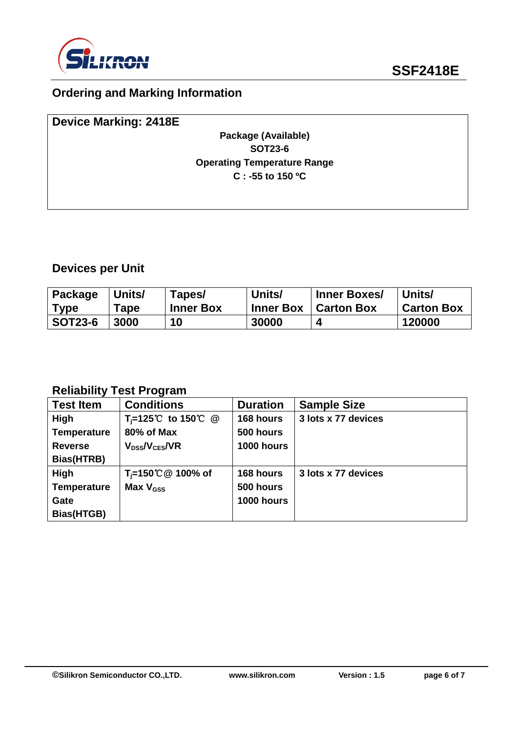## Ordering and Marking Information

**Device Marking: 2418E**

**Package (Available)**
**SOT23-6**
**Operating Temperature Range**
**C : -55 to 150 ºC**

## Devices per Unit

| Package Type | Units/ Tape | Tapes/ Inner Box | Units/ Inner Box | Inner Boxes/ Carton Box | Units/ Carton Box |
|---|---|---|---|---|---|
| SOT23-6 | 3000 | 10 | 30000 | 4 | 120000 |

## Reliability Test Program

| Test Item | Conditions | Duration | Sample Size |
|---|---|---|---|
| High Temperature Reverse Bias(HTRB) | $T_j$=125℃ to 150℃ @ 80% of Max $V_{DSS}$/$V_{CES}$/VR | 168 hours<br>500 hours<br>1000 hours | 3 lots x 77 devices |
| High Temperature Gate Bias(HTGB) | $T_j$=150℃@ 100% of Max $V_{GSS}$ | 168 hours<br>500 hours<br>1000 hours | 3 lots x 77 devices |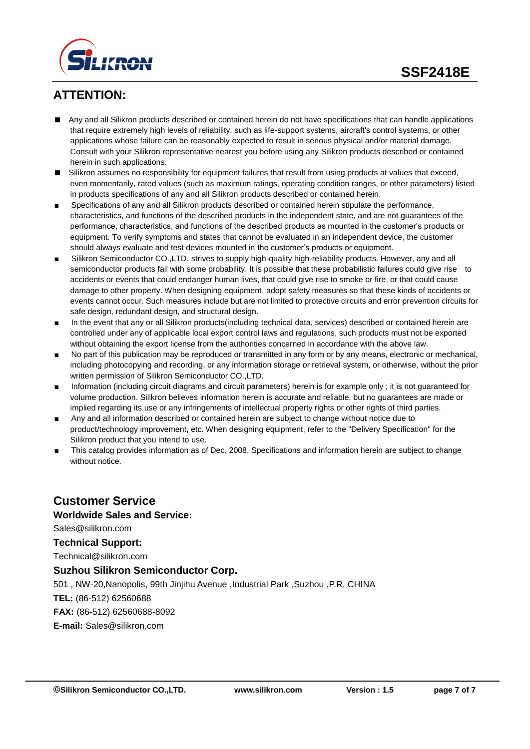## ATTENTION:

- Any and all Silikron products described or contained herein do not have specifications that can handle applications that require extremely high levels of reliability, such as life-support systems, aircraft's control systems, or other applications whose failure can be reasonably expected to result in serious physical and/or material damage. Consult with your Silikron representative nearest you before using any Silikron products described or contained herein in such applications.
- Silikron assumes no responsibility for equipment failures that result from using products at values that exceed, even momentarily, rated values (such as maximum ratings, operating condition ranges, or other parameters) listed in products specifications of any and all Silikron products described or contained herein.
- Specifications of any and all Silikron products described or contained herein stipulate the performance, characteristics, and functions of the described products in the independent state, and are not guarantees of the performance, characteristics, and functions of the described products as mounted in the customer's products or equipment. To verify symptoms and states that cannot be evaluated in an independent device, the customer should always evaluate and test devices mounted in the customer's products or equipment.
- Silikron Semiconductor CO.,LTD. strives to supply high-quality high-reliability products. However, any and all semiconductor products fail with some probability. It is possible that these probabilistic failures could give rise to accidents or events that could endanger human lives, that could give rise to smoke or fire, or that could cause damage to other property. When designing equipment, adopt safety measures so that these kinds of accidents or events cannot occur. Such measures include but are not limited to protective circuits and error prevention circuits for safe design, redundant design, and structural design.
- In the event that any or all Silikron products(including technical data, services) described or contained herein are controlled under any of applicable local export control laws and regulations, such products must not be exported without obtaining the export license from the authorities concerned in accordance with the above law.
- No part of this publication may be reproduced or transmitted in any form or by any means, electronic or mechanical, including photocopying and recording, or any information storage or retrieval system, or otherwise, without the prior written permission of Silikron Semiconductor CO.,LTD.
- Information (including circuit diagrams and circuit parameters) herein is for example only ; it is not guaranteed for volume production. Silikron believes information herein is accurate and reliable, but no guarantees are made or implied regarding its use or any infringements of intellectual property rights or other rights of third parties.
- Any and all information described or contained herein are subject to change without notice due to product/technology improvement, etc. When designing equipment, refer to the "Delivery Specification" for the Silikron product that you intend to use.
- This catalog provides information as of Dec, 2008. Specifications and information herein are subject to change without notice.

## Customer Service

### Worldwide Sales and Service:

Sales@silikron.com

### Technical Support:

Technical@silikron.com

### Suzhou Silikron Semiconductor Corp.

501 , NW-20,Nanopolis, 99th Jinjihu Avenue ,Industrial Park ,Suzhou ,P.R, CHINA

**TEL:** (86-512) 62560688

**FAX:** (86-512) 62560688-8092

**E-mail:** Sales@silikron.com